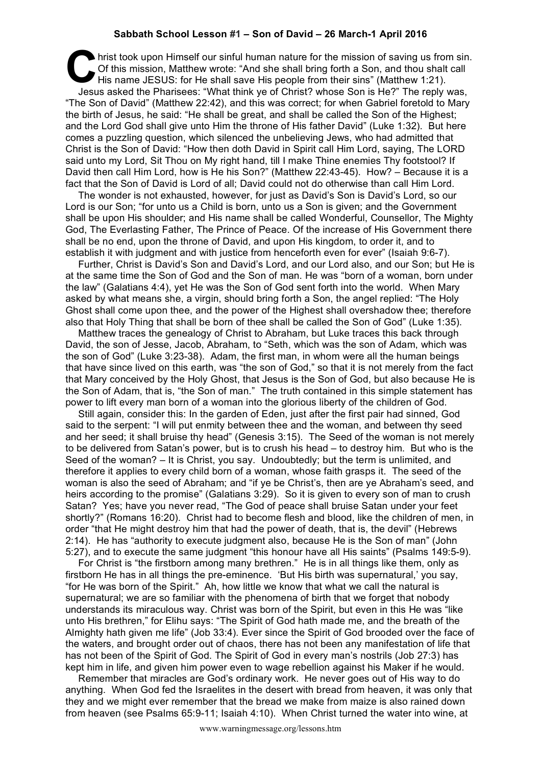# Sabbath School Lesson #1 – Son of David – 26 March-1 April 2016

Christ took upon Himself our sinful human nature for the mission of saving us from sin. Of this mission, Matthew wrote: "And she shall bring forth a Son, and thou shalt call His name JESUS: for He shall save His people from their sins" (Matthew 1:21).

Jesus asked the Pharisees: "What think ye of Christ? whose Son is He?" The reply was, "The Son of David" (Matthew 22:42), and this was correct; for when Gabriel foretold to Mary the birth of Jesus, he said: "He shall be great, and shall be called the Son of the Highest; and the Lord God shall give unto Him the throne of His father David" (Luke 1:32). But here comes a puzzling question, which silenced the unbelieving Jews, who had admitted that Christ is the Son of David: "How then doth David in Spirit call Him Lord, saying, The LORD said unto my Lord, Sit Thou on My right hand, till I make Thine enemies Thy footstool? If David then call Him Lord, how is He his Son?" (Matthew 22:43-45). How? – Because it is a fact that the Son of David is Lord of all; David could not do otherwise than call Him Lord.

The wonder is not exhausted, however, for just as David's Son is David's Lord, so our Lord is our Son; "for unto us a Child is born, unto us a Son is given; and the Government shall be upon His shoulder; and His name shall be called Wonderful, Counsellor, The Mighty God, The Everlasting Father, The Prince of Peace. Of the increase of His Government there shall be no end, upon the throne of David, and upon His kingdom, to order it, and to establish it with judgment and with justice from henceforth even for ever" (Isaiah 9:6-7).

Further, Christ is David's Son and David's Lord, and our Lord also, and our Son; but He is at the same time the Son of God and the Son of man. He was "born of a woman, born under the law" (Galatians 4:4), yet He was the Son of God sent forth into the world. When Mary asked by what means she, a virgin, should bring forth a Son, the angel replied: "The Holy Ghost shall come upon thee, and the power of the Highest shall overshadow thee; therefore also that Holy Thing that shall be born of thee shall be called the Son of God" (Luke 1:35).

Matthew traces the genealogy of Christ to Abraham, but Luke traces this back through David, the son of Jesse, Jacob, Abraham, to "Seth, which was the son of Adam, which was the son of God" (Luke 3:23-38). Adam, the first man, in whom were all the human beings that have since lived on this earth, was "the son of God," so that it is not merely from the fact that Mary conceived by the Holy Ghost, that Jesus is the Son of God, but also because He is the Son of Adam, that is, "the Son of man." The truth contained in this simple statement has power to lift every man born of a woman into the glorious liberty of the children of God.

Still again, consider this: In the garden of Eden, just after the first pair had sinned, God said to the serpent: "I will put enmity between thee and the woman, and between thy seed and her seed; it shall bruise thy head" (Genesis 3:15). The Seed of the woman is not merely to be delivered from Satan's power, but is to crush his head – to destroy him. But who is the Seed of the woman? – It is Christ, you say. Undoubtedly; but the term is unlimited, and therefore it applies to every child born of a woman, whose faith grasps it. The seed of the woman is also the seed of Abraham; and "if ye be Christ's, then are ye Abraham's seed, and heirs according to the promise" (Galatians 3:29). So it is given to every son of man to crush Satan? Yes; have you never read, "The God of peace shall bruise Satan under your feet shortly?" (Romans 16:20). Christ had to become flesh and blood, like the children of men, in order "that He might destroy him that had the power of death, that is, the devil" (Hebrews 2:14). He has "authority to execute judgment also, because He is the Son of man" (John 5:27), and to execute the same judgment "this honour have all His saints" (Psalms 149:5-9).

For Christ is "the firstborn among many brethren." He is in all things like them, only as firstborn He has in all things the pre-eminence. 'But His birth was supernatural,' you say, "for He was born of the Spirit." Ah, how little we know that what we call the natural is supernatural; we are so familiar with the phenomena of birth that we forget that nobody understands its miraculous way. Christ was born of the Spirit, but even in this He was "like unto His brethren," for Elihu says: "The Spirit of God hath made me, and the breath of the Almighty hath given me life" (Job 33:4). Ever since the Spirit of God brooded over the face of the waters, and brought order out of chaos, there has not been any manifestation of life that has not been of the Spirit of God. The Spirit of God in every man's nostrils (Job 27:3) has kept him in life, and given him power even to wage rebellion against his Maker if he would.

Remember that miracles are God's ordinary work. He never goes out of His way to do anything. When God fed the Israelites in the desert with bread from heaven, it was only that they and we might ever remember that the bread we make from maize is also rained down from heaven (see Psalms 65:9-11; Isaiah 4:10). When Christ turned the water into wine, at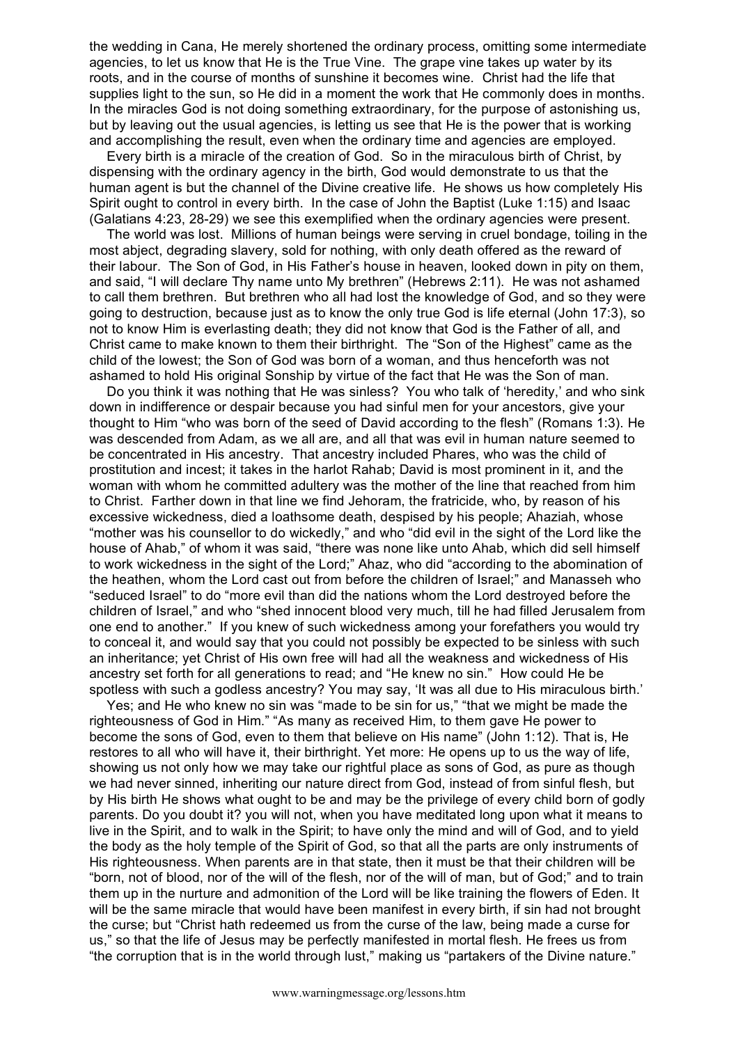the wedding in Cana, He merely shortened the ordinary process, omitting some intermediate agencies, to let us know that He is the True Vine. The grape vine takes up water by its roots, and in the course of months of sunshine it becomes wine. Christ had the life that supplies light to the sun, so He did in a moment the work that He commonly does in months. In the miracles God is not doing something extraordinary, for the purpose of astonishing us, but by leaving out the usual agencies, is letting us see that He is the power that is working and accomplishing the result, even when the ordinary time and agencies are employed.

Every birth is a miracle of the creation of God. So in the miraculous birth of Christ, by dispensing with the ordinary agency in the birth, God would demonstrate to us that the human agent is but the channel of the Divine creative life. He shows us how completely His Spirit ought to control in every birth. In the case of John the Baptist (Luke 1:15) and Isaac (Galatians 4:23, 28-29) we see this exemplified when the ordinary agencies were present.

The world was lost. Millions of human beings were serving in cruel bondage, toiling in the most abject, degrading slavery, sold for nothing, with only death offered as the reward of their labour. The Son of God, in His Father's house in heaven, looked down in pity on them, and said, "I will declare Thy name unto My brethren" (Hebrews 2:11). He was not ashamed to call them brethren. But brethren who all had lost the knowledge of God, and so they were going to destruction, because just as to know the only true God is life eternal (John 17:3), so not to know Him is everlasting death; they did not know that God is the Father of all, and Christ came to make known to them their birthright. The "Son of the Highest" came as the child of the lowest; the Son of God was born of a woman, and thus henceforth was not ashamed to hold His original Sonship by virtue of the fact that He was the Son of man.

Do you think it was nothing that He was sinless? You who talk of 'heredity,' and who sink down in indifference or despair because you had sinful men for your ancestors, give your thought to Him "who was born of the seed of David according to the flesh" (Romans 1:3). He was descended from Adam, as we all are, and all that was evil in human nature seemed to be concentrated in His ancestry. That ancestry included Phares, who was the child of prostitution and incest; it takes in the harlot Rahab; David is most prominent in it, and the woman with whom he committed adultery was the mother of the line that reached from him to Christ. Farther down in that line we find Jehoram, the fratricide, who, by reason of his excessive wickedness, died a loathsome death, despised by his people; Ahaziah, whose "mother was his counsellor to do wickedly," and who "did evil in the sight of the Lord like the house of Ahab," of whom it was said, "there was none like unto Ahab, which did sell himself to work wickedness in the sight of the Lord;" Ahaz, who did "according to the abomination of the heathen, whom the Lord cast out from before the children of Israel;" and Manasseh who "seduced Israel" to do "more evil than did the nations whom the Lord destroyed before the children of Israel," and who "shed innocent blood very much, till he had filled Jerusalem from one end to another." If you knew of such wickedness among your forefathers you would try to conceal it, and would say that you could not possibly be expected to be sinless with such an inheritance; yet Christ of His own free will had all the weakness and wickedness of His ancestry set forth for all generations to read; and "He knew no sin." How could He be spotless with such a godless ancestry? You may say, 'It was all due to His miraculous birth.'

Yes; and He who knew no sin was "made to be sin for us," "that we might be made the righteousness of God in Him." "As many as received Him, to them gave He power to become the sons of God, even to them that believe on His name" (John 1:12). That is, He restores to all who will have it, their birthright. Yet more: He opens up to us the way of life, showing us not only how we may take our rightful place as sons of God, as pure as though we had never sinned, inheriting our nature direct from God, instead of from sinful flesh, but by His birth He shows what ought to be and may be the privilege of every child born of godly parents. Do you doubt it? you will not, when you have meditated long upon what it means to live in the Spirit, and to walk in the Spirit; to have only the mind and will of God, and to yield the body as the holy temple of the Spirit of God, so that all the parts are only instruments of His righteousness. When parents are in that state, then it must be that their children will be "born, not of blood, nor of the will of the flesh, nor of the will of man, but of God;" and to train them up in the nurture and admonition of the Lord will be like training the flowers of Eden. It will be the same miracle that would have been manifest in every birth, if sin had not brought the curse; but "Christ hath redeemed us from the curse of the law, being made a curse for us," so that the life of Jesus may be perfectly manifested in mortal flesh. He frees us from "the corruption that is in the world through lust," making us "partakers of the Divine nature."